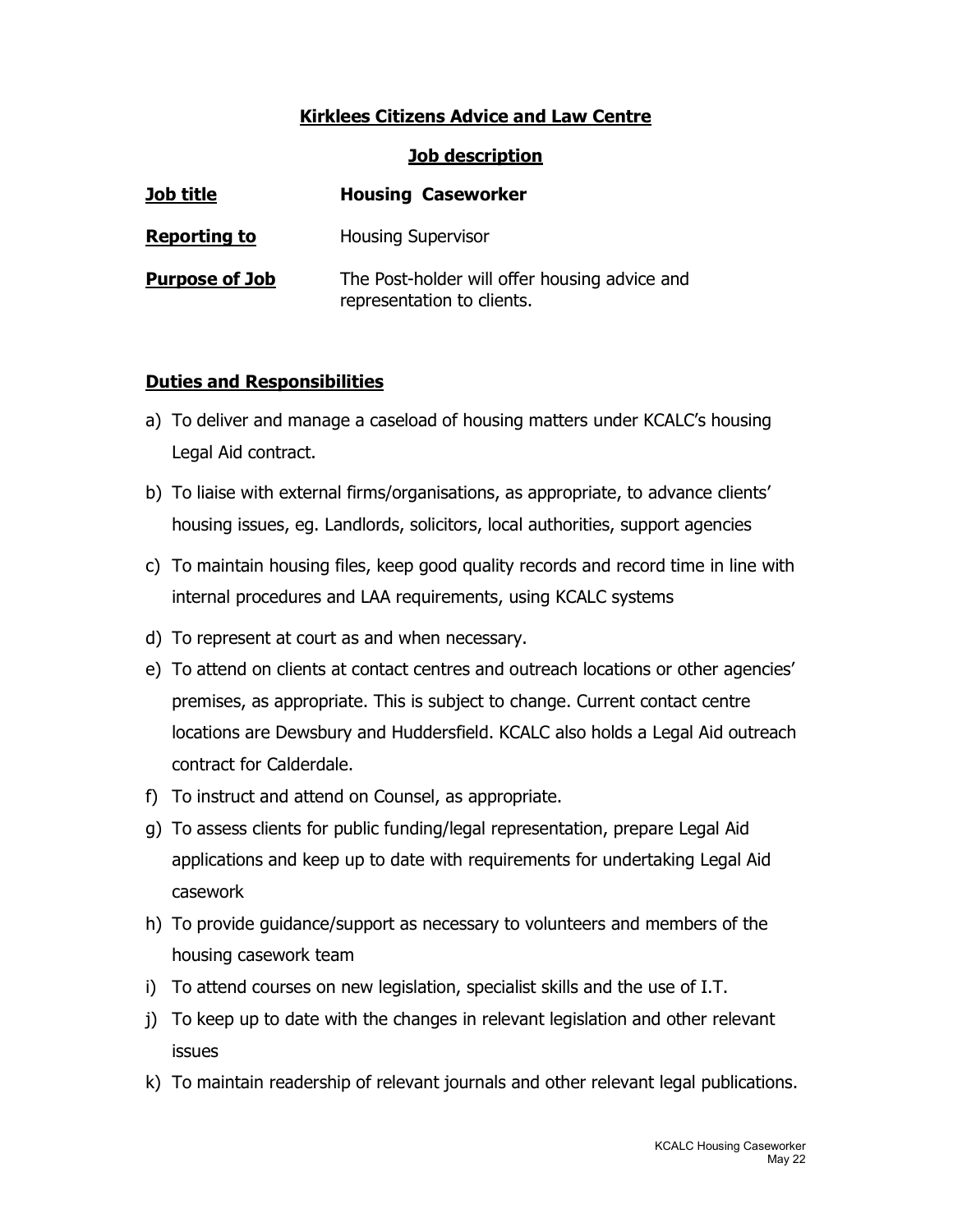# Kirklees Citizens Advice and Law Centre

## Job description

**Job title** **Housing Caseworker**

**Reporting to** Housing Supervisor

**Purpose of Job** The Post-holder will offer housing advice and representation to clients.

### Duties and Responsibilities

a) To deliver and manage a caseload of housing matters under KCALC's housing Legal Aid contract.

b) To liaise with external firms/organisations, as appropriate, to advance clients' housing issues, eg. Landlords, solicitors, local authorities, support agencies

c) To maintain housing files, keep good quality records and record time in line with internal procedures and LAA requirements, using KCALC systems

d) To represent at court as and when necessary.

e) To attend on clients at contact centres and outreach locations or other agencies' premises, as appropriate. This is subject to change. Current contact centre locations are Dewsbury and Huddersfield. KCALC also holds a Legal Aid outreach contract for Calderdale.

f) To instruct and attend on Counsel, as appropriate.

g) To assess clients for public funding/legal representation, prepare Legal Aid applications and keep up to date with requirements for undertaking Legal Aid casework

h) To provide guidance/support as necessary to volunteers and members of the housing casework team

i) To attend courses on new legislation, specialist skills and the use of I.T.

j) To keep up to date with the changes in relevant legislation and other relevant issues

k) To maintain readership of relevant journals and other relevant legal publications.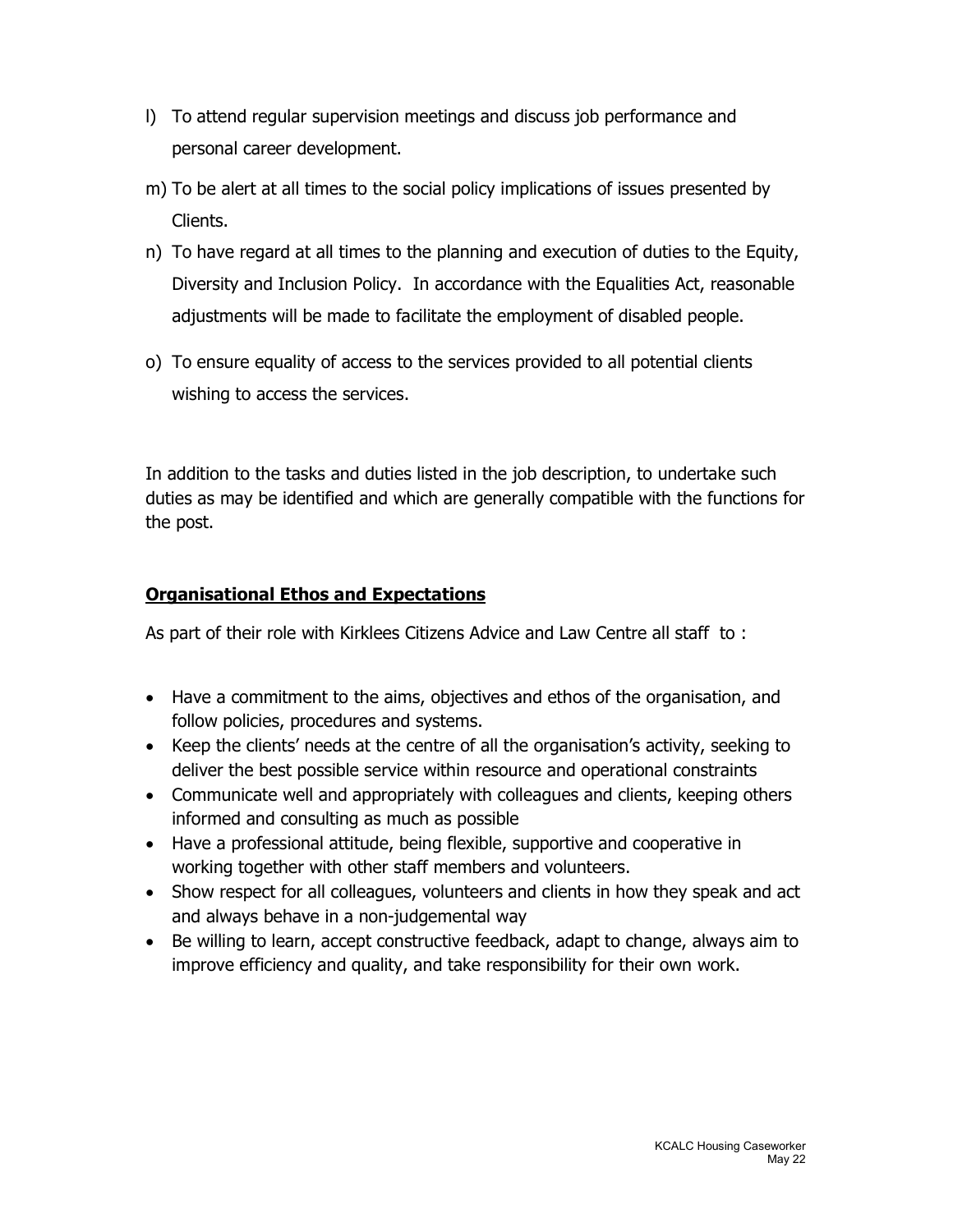l) To attend regular supervision meetings and discuss job performance and personal career development.

m) To be alert at all times to the social policy implications of issues presented by Clients.

n) To have regard at all times to the planning and execution of duties to the Equity, Diversity and Inclusion Policy. In accordance with the Equalities Act, reasonable adjustments will be made to facilitate the employment of disabled people.

o) To ensure equality of access to the services provided to all potential clients wishing to access the services.

In addition to the tasks and duties listed in the job description, to undertake such duties as may be identified and which are generally compatible with the functions for the post.

## Organisational Ethos and Expectations

As part of their role with Kirklees Citizens Advice and Law Centre all staff to :

- Have a commitment to the aims, objectives and ethos of the organisation, and follow policies, procedures and systems.
- Keep the clients' needs at the centre of all the organisation's activity, seeking to deliver the best possible service within resource and operational constraints
- Communicate well and appropriately with colleagues and clients, keeping others informed and consulting as much as possible
- Have a professional attitude, being flexible, supportive and cooperative in working together with other staff members and volunteers.
- Show respect for all colleagues, volunteers and clients in how they speak and act and always behave in a non-judgemental way
- Be willing to learn, accept constructive feedback, adapt to change, always aim to improve efficiency and quality, and take responsibility for their own work.